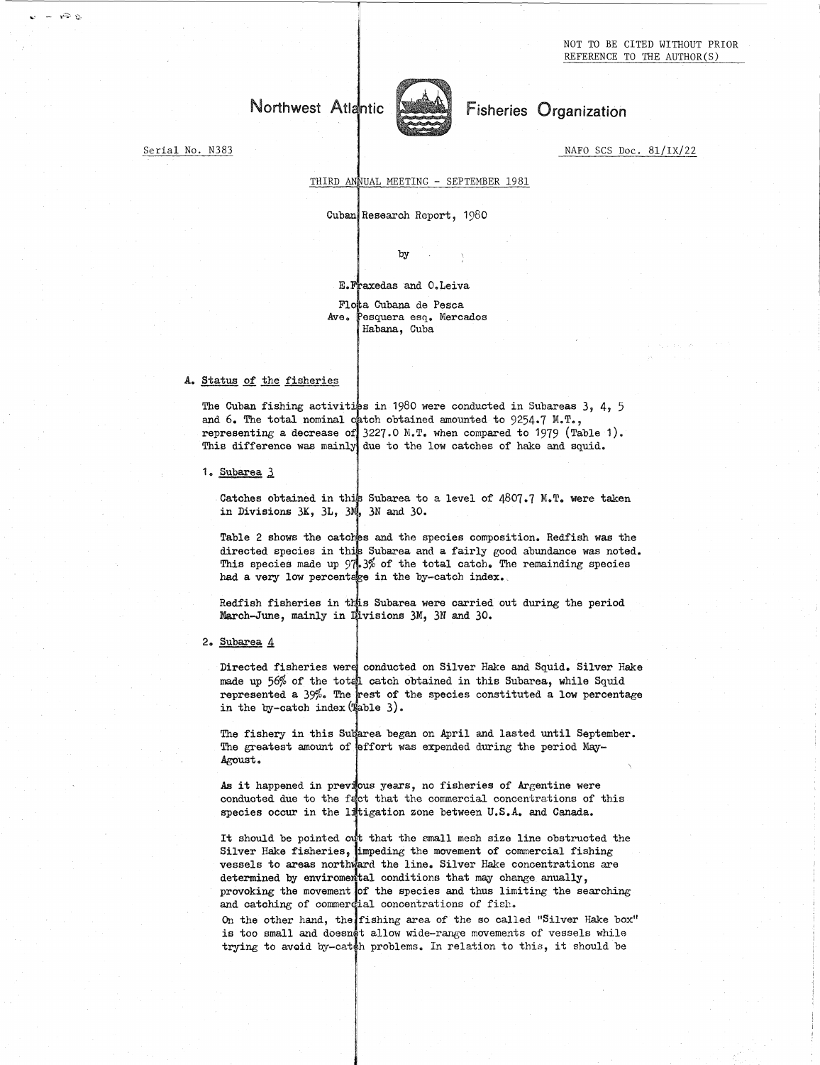NOT TO BE CITED WITHOUT PRIOR REFERENCE TO THE AUTHOR(S)

# Northwest Atlantic Fisheries Organization

Serial No. N383

NAFO SCS Doc. 81/IX/22

THIRD ANNUAL MEETING - SEPTEMBER 1981

## Cuban Research Report, 1980

by

E.Fraxedas and O.Leiva

Flota Cubana de Pesca
Ave. Pesquera esq. Mercados
Habana, Cuba

### A. Status of the fisheries

The Cuban fishing activities in 1980 were conducted in Subareas 3, 4, 5 and 6. The total nominal catch obtained amounted to 9254.7 M.T., representing a decrease of 3227.0 M.T. when compared to 1979 (Table 1). This difference was mainly due to the low catches of hake and squid.

#### 1. Subarea 3

Catches obtained in this Subarea to a level of 4807.7 M.T. were taken in Divisions 3K, 3L, 3M, 3N and 3O.

Table 2 shows the catches and the species composition. Redfish was the directed species in this Subarea and a fairly good abundance was noted. This species made up 97.3% of the total catch. The remainding species had a very low percentage in the by-catch index.

Redfish fisheries in this Subarea were carried out during the period March-June, mainly in Divisions 3M, 3N and 3O.

#### 2. Subarea 4

Directed fisheries were conducted on Silver Hake and Squid. Silver Hake made up 56% of the total catch obtained in this Subarea, while Squid represented a 39%. The rest of the species constituted a low percentage in the by-catch index (Table 3).

The fishery in this Subarea began on April and lasted until September. The greatest amount of effort was expended during the period May-Agoust.

As it happened in previous years, no fisheries of Argentine were conducted due to the fact that the commercial concentrations of this species occur in the litigation zone between U.S.A. and Canada.

It should be pointed out that the small mesh size line obstructed the Silver Hake fisheries, impeding the movement of commercial fishing vessels to areas northward the line. Silver Hake concentrations are determined by enviromental conditions that may change anually, provoking the movement of the species and thus limiting the searching and catching of commercial concentrations of fish.

On the other hand, the fishing area of the so called "Silver Hake box" is too small and doesnot allow wide-range movements of vessels while trying to avoid by-catch problems. In relation to this, it should be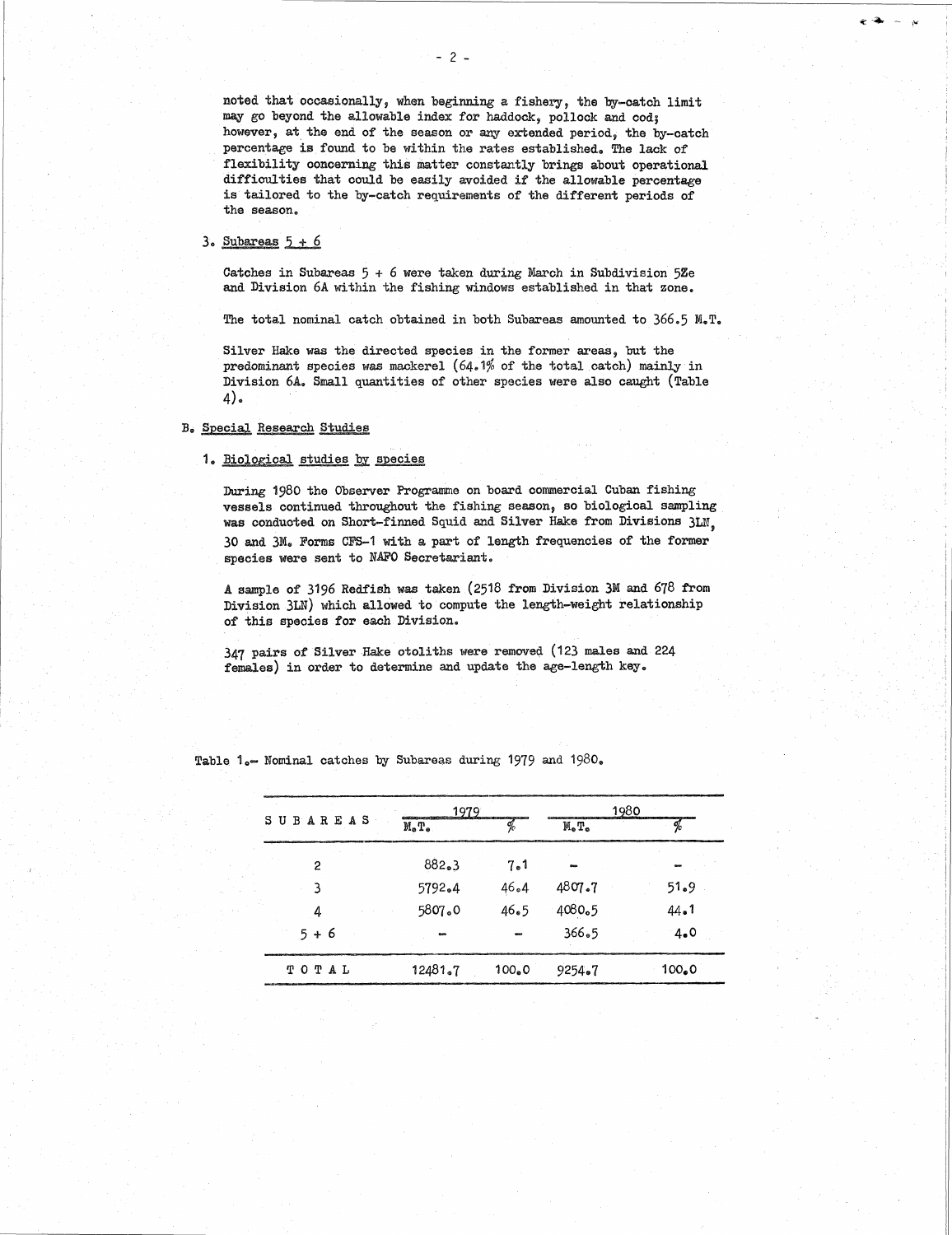noted that occasionally, when beginning a fishery, the by-catch limit may go beyond the allowable index for haddock, pollock and cod; however, at the end of the season or any extended period, the by-catch percentage is found to be within the rates established. The lack of flexibility concerning this matter constantly brings about operational difficulties that could be easily avoided if the allowable percentage is tailored to the by-catch requirements of the different periods of the season.

3. Subareas 5 + 6

Catches in Subareas 5 + 6 were taken during March in Subdivision 5Ze and Division 6A within the fishing windows established in that zone.

The total nominal catch obtained in both Subareas amounted to 366.5 M.T.

Silver Hake was the directed species in the former areas, but the predominant species was mackerel (64.1% of the total catch) mainly in Division 6A. Small quantities of other species were also caught (Table 4).

B. Special Research Studies

1. Biological studies by species

During 1980 the Observer Programme on board commercial Cuban fishing vessels continued throughout the fishing season, so biological sampling was conducted on Short-finned Squid and Silver Hake from Divisions 3LN, 30 and 3M. Forms CFS-1 with a part of length frequencies of the former species were sent to NAFO Secretariant.

A sample of 3196 Redfish was taken (2518 from Division 3M and 678 from Division 3LN) which allowed to compute the length-weight relationship of this species for each Division.

347 pairs of Silver Hake otoliths were removed (123 males and 224 females) in order to determine and update the age-length key.

Table 1.- Nominal catches by Subareas during 1979 and 1980.

| SUBAREAS | 1979 | | 1980 | |
|---|---|---|---|---|
| | M.T. | % | M.T. | % |
| 2 | 882.3 | 7.1 | - | - |
| 3 | 5792.4 | 46.4 | 4807.7 | 51.9 |
| 4 | 5807.0 | 46.5 | 4080.5 | 44.1 |
| 5 + 6 | - | - | 366.5 | 4.0 |
| TOTAL | 12481.7 | 100.0 | 9254.7 | 100.0 |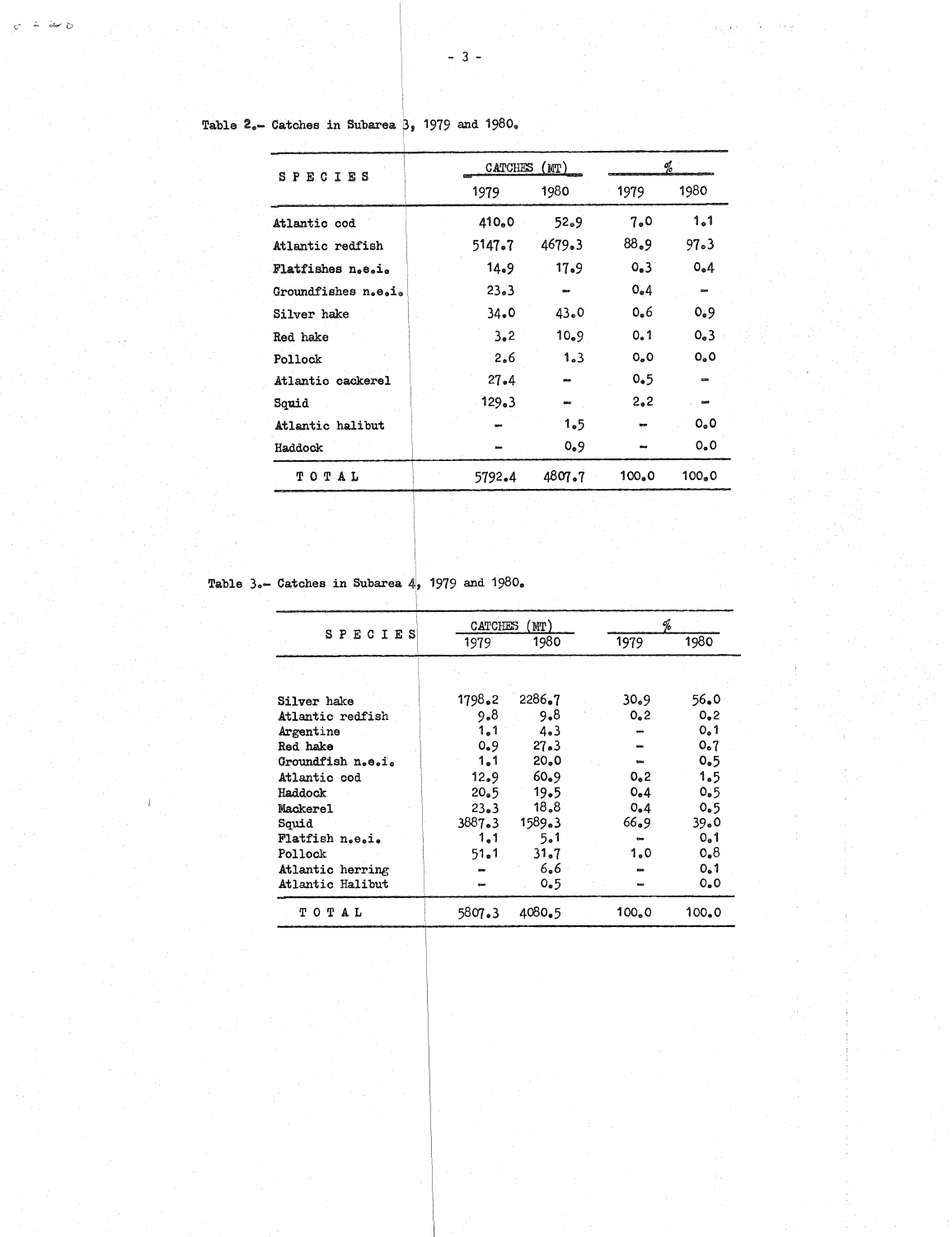Table 2.- Catches in Subarea 3, 1979 and 1980.

| SPECIES | CATCHES (MT) | | % | |
|---|---|---|---|---|
| | 1979 | 1980 | 1979 | 1980 |
| Atlantic cod | 410.0 | 52.9 | 7.0 | 1.1 |
| Atlantic redfish | 5147.7 | 4679.3 | 88.9 | 97.3 |
| Flatfishes n.e.i. | 14.9 | 17.9 | 0.3 | 0.4 |
| Groundfishes n.e.i. | 23.3 | - | 0.4 | - |
| Silver hake | 34.0 | 43.0 | 0.6 | 0.9 |
| Red hake | 3.2 | 10.9 | 0.1 | 0.3 |
| Pollock | 2.6 | 1.3 | 0.0 | 0.0 |
| Atlantic cackerel | 27.4 | - | 0.5 | - |
| Squid | 129.3 | - | 2.2 | - |
| Atlantic halibut | - | 1.5 | - | 0.0 |
| Haddock | - | 0.9 | - | 0.0 |
| TOTAL | 5792.4 | 4807.7 | 100.0 | 100.0 |

Table 3.- Catches in Subarea 4, 1979 and 1980.

| SPECIES | CATCHES (MT) | | % | |
|---|---|---|---|---|
| | 1979 | 1980 | 1979 | 1980 |
| Silver hake | 1798.2 | 2286.7 | 30.9 | 56.0 |
| Atlantic redfish | 9.8 | 9.8 | 0.2 | 0.2 |
| Argentine | 1.1 | 4.3 | - | 0.1 |
| Red hake | 0.9 | 27.3 | - | 0.7 |
| Groundfish n.e.i. | 1.1 | 20.0 | - | 0.5 |
| Atlantic cod | 12.9 | 60.9 | 0.2 | 1.5 |
| Haddock | 20.5 | 19.5 | 0.4 | 0.5 |
| Mackerel | 23.3 | 18.8 | 0.4 | 0.5 |
| Squid | 3887.3 | 1589.3 | 66.9 | 39.0 |
| Flatfish n.e.i. | 1.1 | 5.1 | - | 0.1 |
| Pollock | 51.1 | 31.7 | 1.0 | 0.8 |
| Atlantic herring | - | 6.6 | - | 0.1 |
| Atlantic Halibut | - | 0.5 | - | 0.0 |
| TOTAL | 5807.3 | 4080.5 | 100.0 | 100.0 |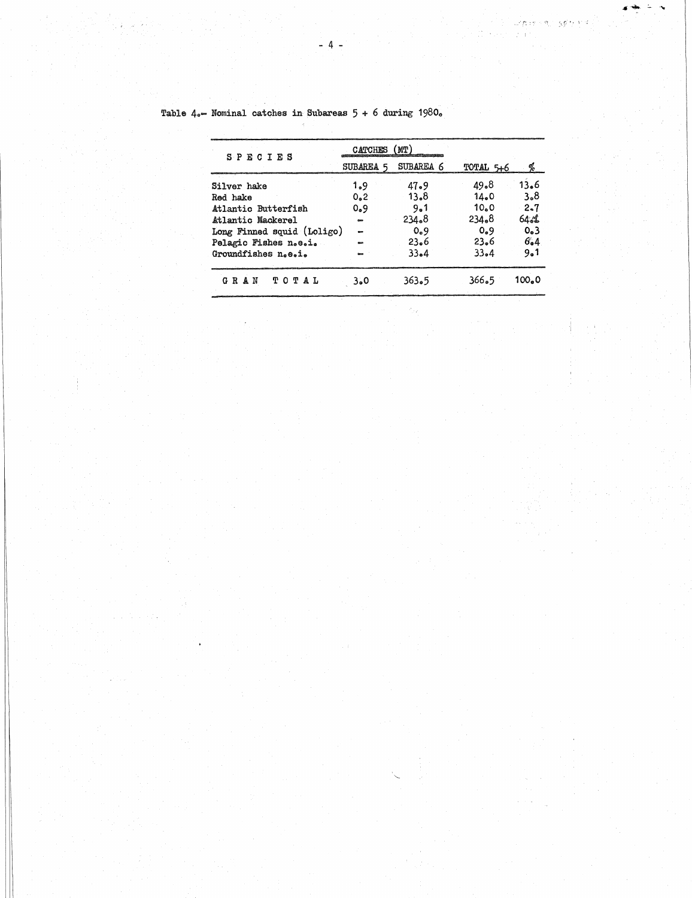Table 4.- Nominal catches in Subareas 5 + 6 during 1980.

| SPECIES | CATCHES (MT) | | | |
|---|---|---|---|---|
| | SUBAREA 5 | SUBAREA 6 | TOTAL 5+6 | % |
| Silver hake | 1.9 | 47.9 | 49.8 | 13.6 |
| Red hake | 0.2 | 13.8 | 14.0 | 3.8 |
| Atlantic Butterfish | 0.9 | 9.1 | 10.0 | 2.7 |
| Atlantic Mackerel | - | 234.8 | 234.8 | 64.1 |
| Long Finned squid (Loligo) | - | 0.9 | 0.9 | 0.3 |
| Pelagic Fishes n.e.i. | - | 23.6 | 23.6 | 6.4 |
| Groundfishes n.e.i. | - | 33.4 | 33.4 | 9.1 |
| GRAN TOTAL | 3.0 | 363.5 | 366.5 | 100.0 |